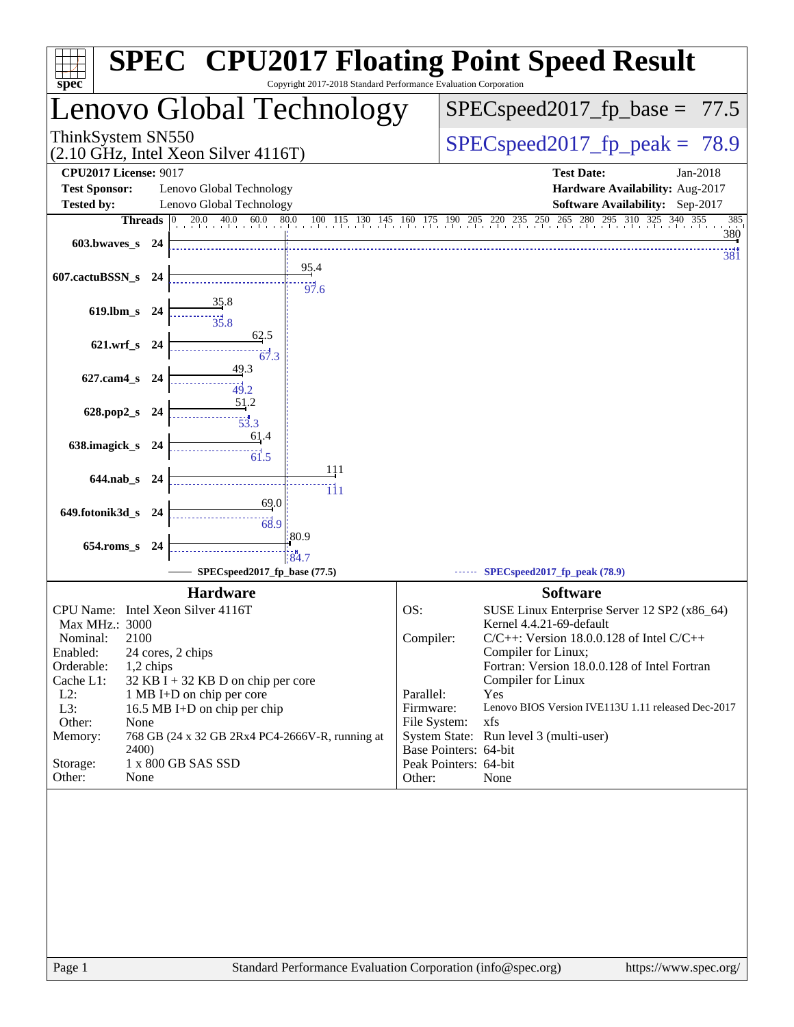# SPEC CPU2017 Floating Point Speed Result

Copyright 2017-2018 Standard Performance Evaluation Corporation

## Lenovo Global Technology

ThinkSystem SN550
(2.10 GHz, Intel Xeon Silver 4116T)

SPECspeed2017_fp_base = 77.5

SPECspeed2017_fp_peak = 78.9

| | | | |
|---|---|---|---|
| **CPU2017 License:** | 9017 | **Test Date:** | Jan-2018 |
| **Test Sponsor:** | Lenovo Global Technology | **Hardware Availability:** | Aug-2017 |
| **Tested by:** | Lenovo Global Technology | **Software Availability:** | Sep-2017 |

| Benchmark | Threads | Base | Peak |
|---|---|---|---|
| 603.bwaves_s | 24 | 380 | 381 |
| 607.cactuBSSN_s | 24 | 95.4 | 97.6 |
| 619.lbm_s | 24 | 35.8 | 35.8 |
| 621.wrf_s | 24 | 62.5 | 67.3 |
| 627.cam4_s | 24 | 49.3 | 49.2 |
| 628.pop2_s | 24 | 51.2 | 53.3 |
| 638.imagick_s | 24 | 61.4 | 61.5 |
| 644.nab_s | 24 | 111 | 111 |
| 649.fotonik3d_s | 24 | 69.0 | 68.9 |
| 654.roms_s | 24 | 80.9 | 84.7 |

SPECspeed2017_fp_base (77.5) — SPECspeed2017_fp_peak (78.9)

### Hardware

| | |
|---|---|
| CPU Name: | Intel Xeon Silver 4116T |
| Max MHz.: | 3000 |
| Nominal: | 2100 |
| Enabled: | 24 cores, 2 chips |
| Orderable: | 1,2 chips |
| Cache L1: | 32 KB I + 32 KB D on chip per core |
| L2: | 1 MB I+D on chip per core |
| L3: | 16.5 MB I+D on chip per chip |
| Other: | None |
| Memory: | 768 GB (24 x 32 GB 2Rx4 PC4-2666V-R, running at 2400) |
| Storage: | 1 x 800 GB SAS SSD |
| Other: | None |

### Software

| | |
|---|---|
| OS: | SUSE Linux Enterprise Server 12 SP2 (x86_64) Kernel 4.4.21-69-default |
| Compiler: | C/C++: Version 18.0.0.128 of Intel C/C++ Compiler for Linux; Fortran: Version 18.0.0.128 of Intel Fortran Compiler for Linux |
| Parallel: | Yes |
| Firmware: | Lenovo BIOS Version IVE113U 1.11 released Dec-2017 |
| File System: | xfs |
| System State: | Run level 3 (multi-user) |
| Base Pointers: | 64-bit |
| Peak Pointers: | 64-bit |
| Other: | None |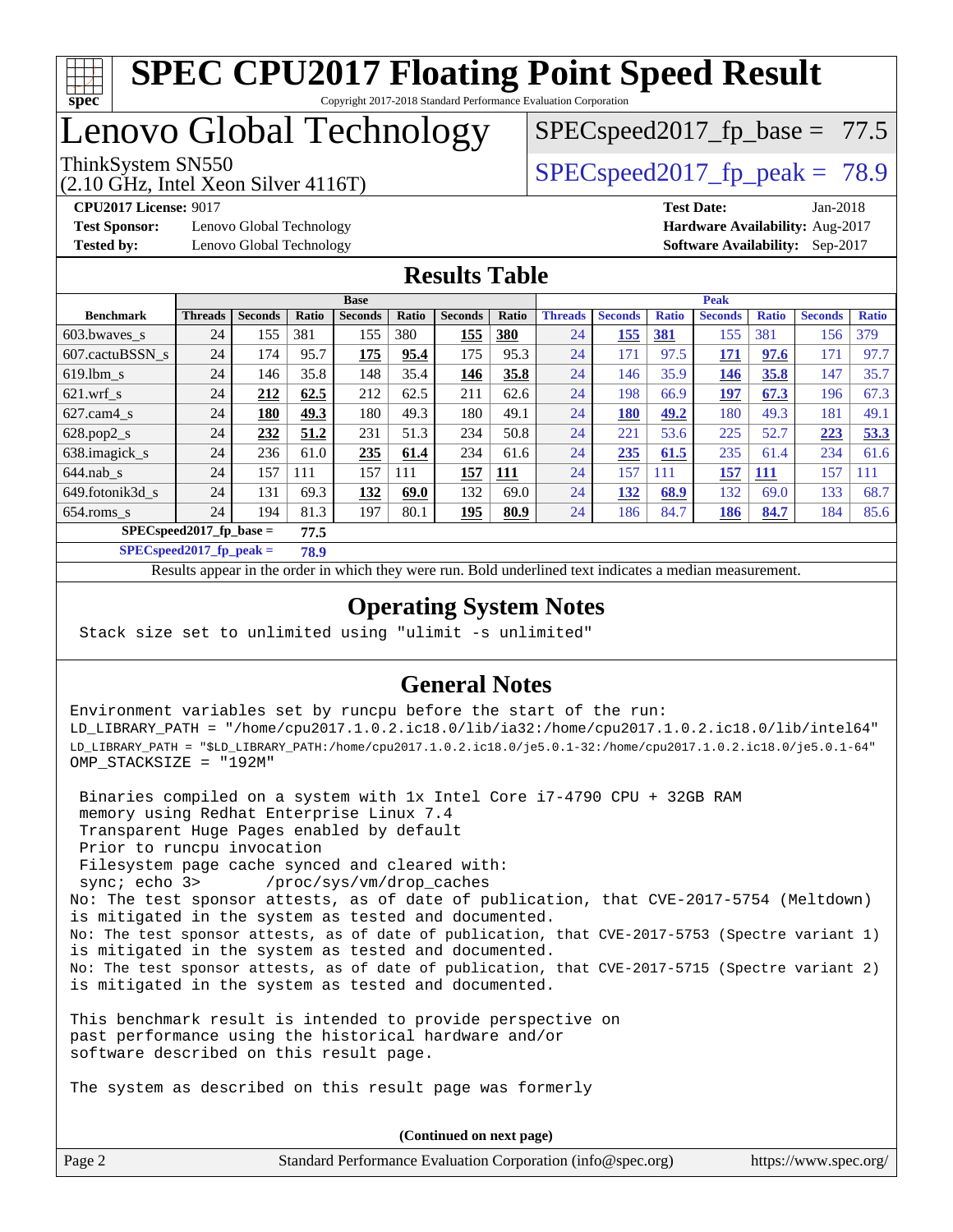# SPEC CPU2017 Floating Point Speed Result

Copyright 2017-2018 Standard Performance Evaluation Corporation

# Lenovo Global Technology

ThinkSystem SN550
(2.10 GHz, Intel Xeon Silver 4116T)

SPECspeed2017_fp_base = 77.5

SPECspeed2017_fp_peak = 78.9

**CPU2017 License:** 9017
**Test Sponsor:** Lenovo Global Technology
**Tested by:** Lenovo Global Technology

**Test Date:** Jan-2018
**Hardware Availability:** Aug-2017
**Software Availability:** Sep-2017

## Results Table

| Benchmark | Base | | | | | | | Peak | | | | | | |
|---|---|---|---|---|---|---|---|---|---|---|---|---|---|---|
| | Threads | Seconds | Ratio | Seconds | Ratio | Seconds | Ratio | Threads | Seconds | Ratio | Seconds | Ratio | Seconds | Ratio |
| 603.bwaves_s | 24 | 155 | 381 | 155 | 380 | **155** | **380** | 24 | **155** | **381** | 155 | 381 | 156 | 379 |
| 607.cactuBSSN_s | 24 | 174 | 95.7 | **175** | **95.4** | 175 | 95.3 | 24 | 171 | 97.5 | **171** | **97.6** | 171 | 97.7 |
| 619.lbm_s | 24 | 146 | 35.8 | 148 | 35.4 | **146** | **35.8** | 24 | 146 | 35.9 | **146** | **35.8** | 147 | 35.7 |
| 621.wrf_s | 24 | **212** | **62.5** | 212 | 62.5 | 211 | 62.6 | 24 | 198 | 66.9 | **197** | **67.3** | 196 | 67.3 |
| 627.cam4_s | 24 | **180** | **49.3** | 180 | 49.3 | 180 | 49.1 | 24 | **180** | **49.2** | 180 | 49.3 | 181 | 49.1 |
| 628.pop2_s | 24 | **232** | **51.2** | 231 | 51.3 | 234 | 50.8 | 24 | 221 | 53.6 | 225 | 52.7 | **223** | **53.3** |
| 638.imagick_s | 24 | 236 | 61.0 | **235** | **61.4** | 234 | 61.6 | 24 | **235** | **61.5** | 235 | 61.4 | 234 | 61.6 |
| 644.nab_s | 24 | 157 | 111 | 157 | 111 | **157** | **111** | 24 | 157 | 111 | **157** | **111** | 157 | 111 |
| 649.fotonik3d_s | 24 | 131 | 69.3 | **132** | **69.0** | 132 | 69.0 | 24 | **132** | **68.9** | 132 | 69.0 | 133 | 68.7 |
| 654.roms_s | 24 | 194 | 81.3 | 197 | 80.1 | **195** | **80.9** | 24 | 186 | 84.7 | **186** | **84.7** | 184 | 85.6 |

**SPECspeed2017_fp_base = 77.5**

**SPECspeed2017_fp_peak = 78.9**

Results appear in the order in which they were run. Bold underlined text indicates a median measurement.

## Operating System Notes

```
Stack size set to unlimited using "ulimit -s unlimited"
```

## General Notes

```
Environment variables set by runcpu before the start of the run:
LD_LIBRARY_PATH = "/home/cpu2017.1.0.2.ic18.0/lib/ia32:/home/cpu2017.1.0.2.ic18.0/lib/intel64"
LD_LIBRARY_PATH = "$LD_LIBRARY_PATH:/home/cpu2017.1.0.2.ic18.0/je5.0.1-32:/home/cpu2017.1.0.2.ic18.0/je5.0.1-64"
OMP_STACKSIZE = "192M"

 Binaries compiled on a system with 1x Intel Core i7-4790 CPU + 32GB RAM
 memory using Redhat Enterprise Linux 7.4
 Transparent Huge Pages enabled by default
 Prior to runcpu invocation
 Filesystem page cache synced and cleared with:
 sync; echo 3>       /proc/sys/vm/drop_caches
No: The test sponsor attests, as of date of publication, that CVE-2017-5754 (Meltdown)
is mitigated in the system as tested and documented.
No: The test sponsor attests, as of date of publication, that CVE-2017-5753 (Spectre variant 1)
is mitigated in the system as tested and documented.
No: The test sponsor attests, as of date of publication, that CVE-2017-5715 (Spectre variant 2)
is mitigated in the system as tested and documented.

This benchmark result is intended to provide perspective on
past performance using the historical hardware and/or
software described on this result page.

The system as described on this result page was formerly
```

**(Continued on next page)**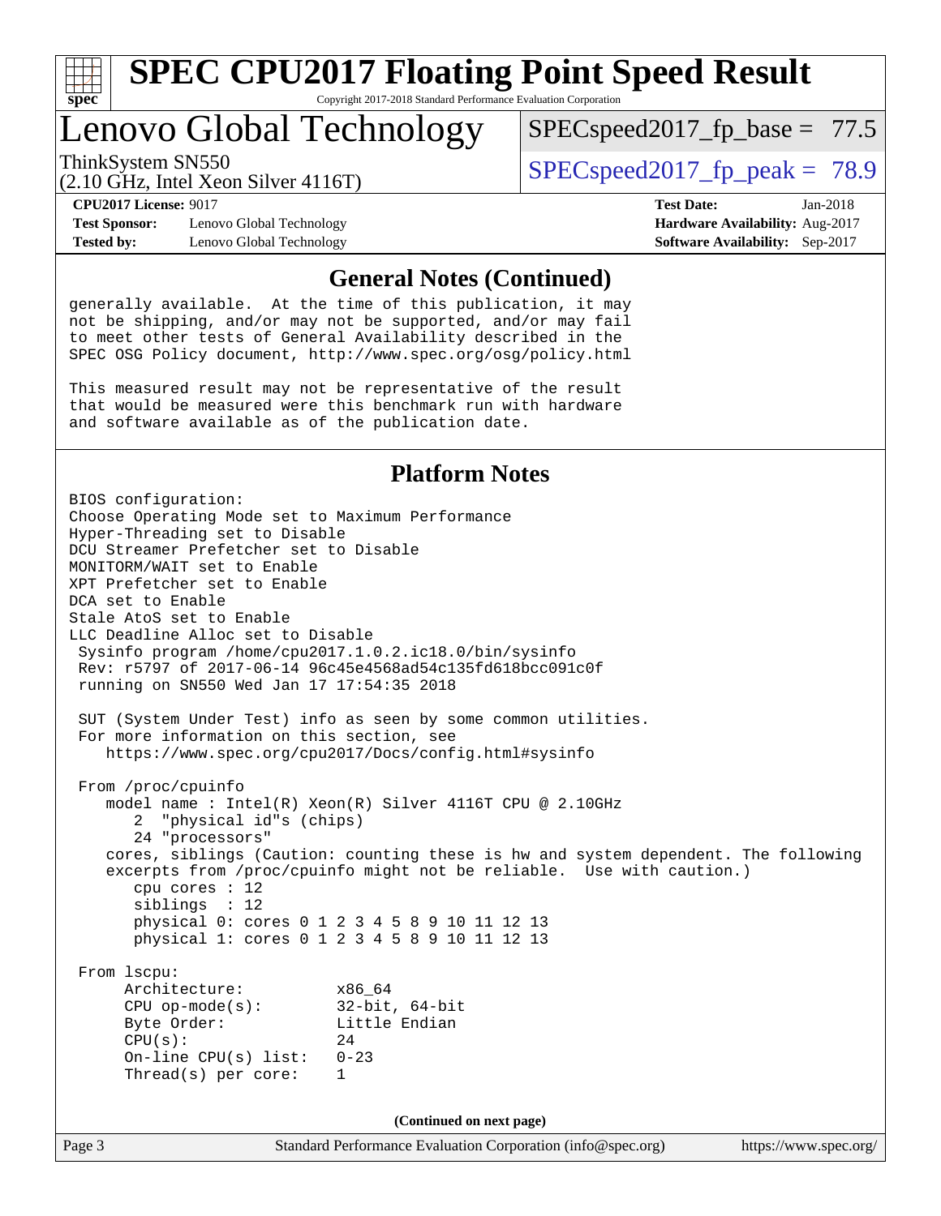## General Notes (Continued)

generally available. At the time of this publication, it may not be shipping, and/or may not be supported, and/or may fail to meet other tests of General Availability described in the SPEC OSG Policy document, http://www.spec.org/osg/policy.html

This measured result may not be representative of the result that would be measured were this benchmark run with hardware and software available as of the publication date.

## Platform Notes

```
BIOS configuration:
Choose Operating Mode set to Maximum Performance
Hyper-Threading set to Disable
DCU Streamer Prefetcher set to Disable
MONITORM/WAIT set to Enable
XPT Prefetcher set to Enable
DCA set to Enable
Stale AtoS set to Enable
LLC Deadline Alloc set to Disable
 Sysinfo program /home/cpu2017.1.0.2.ic18.0/bin/sysinfo
 Rev: r5797 of 2017-06-14 96c45e4568ad54c135fd618bcc091c0f
 running on SN550 Wed Jan 17 17:54:35 2018

 SUT (System Under Test) info as seen by some common utilities.
 For more information on this section, see
    https://www.spec.org/cpu2017/Docs/config.html#sysinfo

 From /proc/cpuinfo
    model name : Intel(R) Xeon(R) Silver 4116T CPU @ 2.10GHz
       2  "physical id"s (chips)
       24 "processors"
    cores, siblings (Caution: counting these is hw and system dependent. The following
    excerpts from /proc/cpuinfo might not be reliable.  Use with caution.)
       cpu cores : 12
       siblings  : 12
       physical 0: cores 0 1 2 3 4 5 8 9 10 11 12 13
       physical 1: cores 0 1 2 3 4 5 8 9 10 11 12 13

 From lscpu:
      Architecture:          x86_64
      CPU op-mode(s):        32-bit, 64-bit
      Byte Order:            Little Endian
      CPU(s):                24
      On-line CPU(s) list:   0-23
      Thread(s) per core:    1
```

(Continued on next page)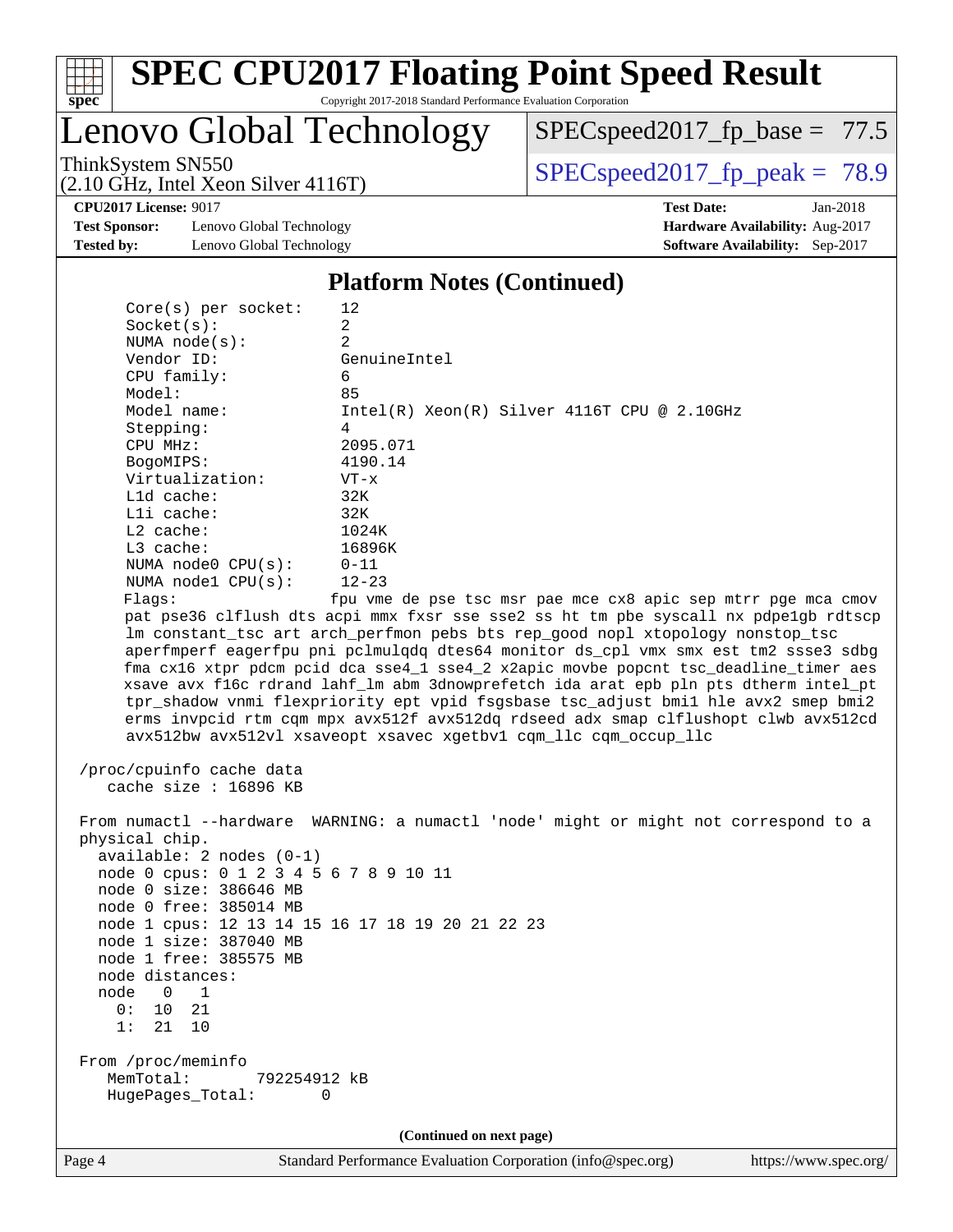# SPEC CPU2017 Floating Point Speed Result

Copyright 2017-2018 Standard Performance Evaluation Corporation

## Lenovo Global Technology

ThinkSystem SN550
(2.10 GHz, Intel Xeon Silver 4116T)

SPECspeed2017_fp_base = 77.5

SPECspeed2017_fp_peak = 78.9

**CPU2017 License:** 9017
**Test Sponsor:** Lenovo Global Technology
**Tested by:** Lenovo Global Technology

**Test Date:** Jan-2018
**Hardware Availability:** Aug-2017
**Software Availability:** Sep-2017

### Platform Notes (Continued)

```
     Core(s) per socket:    12
     Socket(s):             2
     NUMA node(s):          2
     Vendor ID:             GenuineIntel
     CPU family:            6
     Model:                 85
     Model name:            Intel(R) Xeon(R) Silver 4116T CPU @ 2.10GHz
     Stepping:              4
     CPU MHz:               2095.071
     BogoMIPS:              4190.14
     Virtualization:        VT-x
     L1d cache:             32K
     L1i cache:             32K
     L2 cache:              1024K
     L3 cache:              16896K
     NUMA node0 CPU(s):     0-11
     NUMA node1 CPU(s):     12-23
     Flags:                 fpu vme de pse tsc msr pae mce cx8 apic sep mtrr pge mca cmov
     pat pse36 clflush dts acpi mmx fxsr sse sse2 ss ht tm pbe syscall nx pdpe1gb rdtscp
     lm constant_tsc art arch_perfmon pebs bts rep_good nopl xtopology nonstop_tsc
     aperfmperf eagerfpu pni pclmulqdq dtes64 monitor ds_cpl vmx smx est tm2 ssse3 sdbg
     fma cx16 xtpr pdcm pcid dca sse4_1 sse4_2 x2apic movbe popcnt tsc_deadline_timer aes
     xsave avx f16c rdrand lahf_lm abm 3dnowprefetch ida arat epb pln pts dtherm intel_pt
     tpr_shadow vnmi flexpriority ept vpid fsgsbase tsc_adjust bmi1 hle avx2 smep bmi2
     erms invpcid rtm cqm mpx avx512f avx512dq rdseed adx smap clflushopt clwb avx512cd
     avx512bw avx512vl xsaveopt xsavec xgetbv1 cqm_llc cqm_occup_llc

 /proc/cpuinfo cache data
    cache size : 16896 KB

 From numactl --hardware  WARNING: a numactl 'node' might or might not correspond to a
 physical chip.
   available: 2 nodes (0-1)
   node 0 cpus: 0 1 2 3 4 5 6 7 8 9 10 11
   node 0 size: 386646 MB
   node 0 free: 385014 MB
   node 1 cpus: 12 13 14 15 16 17 18 19 20 21 22 23
   node 1 size: 387040 MB
   node 1 free: 385575 MB
   node distances:
   node   0   1
     0:  10  21
     1:  21  10

 From /proc/meminfo
    MemTotal:       792254912 kB
    HugePages_Total:       0
```

(Continued on next page)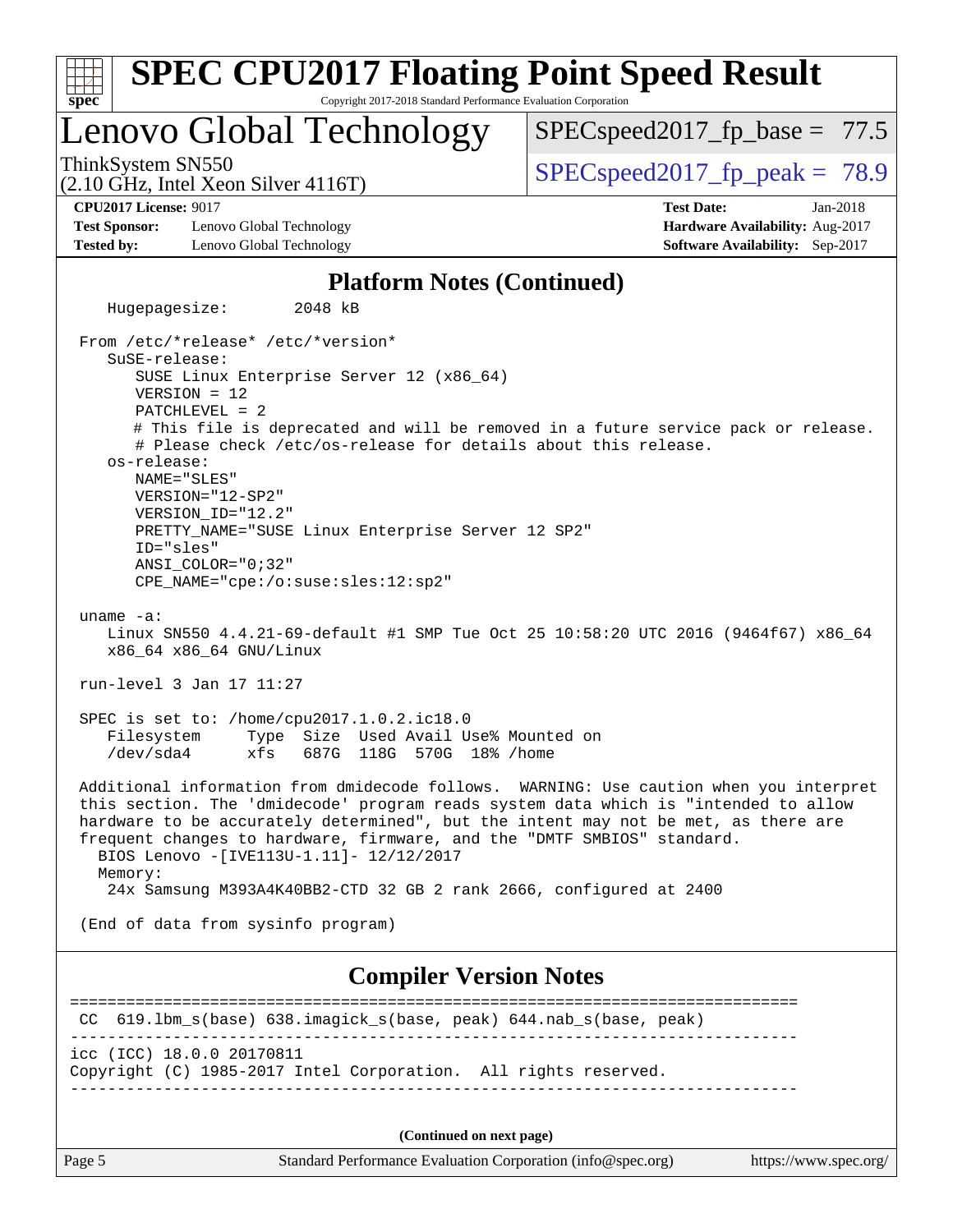# SPEC CPU2017 Floating Point Speed Result

Copyright 2017-2018 Standard Performance Evaluation Corporation

## Lenovo Global Technology

ThinkSystem SN550
(2.10 GHz, Intel Xeon Silver 4116T)

SPECspeed2017_fp_base = 77.5

SPECspeed2017_fp_peak = 78.9

**CPU2017 License:** 9017
**Test Sponsor:** Lenovo Global Technology
**Tested by:** Lenovo Global Technology

**Test Date:** Jan-2018
**Hardware Availability:** Aug-2017
**Software Availability:** Sep-2017

### Platform Notes (Continued)

```
    Hugepagesize:       2048 kB

 From /etc/*release* /etc/*version*
    SuSE-release:
       SUSE Linux Enterprise Server 12 (x86_64)
       VERSION = 12
       PATCHLEVEL = 2
       # This file is deprecated and will be removed in a future service pack or release.
       # Please check /etc/os-release for details about this release.
    os-release:
       NAME="SLES"
       VERSION="12-SP2"
       VERSION_ID="12.2"
       PRETTY_NAME="SUSE Linux Enterprise Server 12 SP2"
       ID="sles"
       ANSI_COLOR="0;32"
       CPE_NAME="cpe:/o:suse:sles:12:sp2"

 uname -a:
    Linux SN550 4.4.21-69-default #1 SMP Tue Oct 25 10:58:20 UTC 2016 (9464f67) x86_64
    x86_64 x86_64 GNU/Linux

 run-level 3 Jan 17 11:27

 SPEC is set to: /home/cpu2017.1.0.2.ic18.0
    Filesystem     Type  Size  Used Avail Use% Mounted on
    /dev/sda4      xfs   687G  118G  570G  18% /home

 Additional information from dmidecode follows.  WARNING: Use caution when you interpret
 this section. The 'dmidecode' program reads system data which is "intended to allow
 hardware to be accurately determined", but the intent may not be met, as there are
 frequent changes to hardware, firmware, and the "DMTF SMBIOS" standard.
   BIOS Lenovo -[IVE113U-1.11]- 12/12/2017
   Memory:
    24x Samsung M393A4K40BB2-CTD 32 GB 2 rank 2666, configured at 2400

 (End of data from sysinfo program)
```

### Compiler Version Notes

```
==============================================================================
 CC  619.lbm_s(base) 638.imagick_s(base, peak) 644.nab_s(base, peak)
------------------------------------------------------------------------------
icc (ICC) 18.0.0 20170811
Copyright (C) 1985-2017 Intel Corporation.  All rights reserved.
------------------------------------------------------------------------------
```

(Continued on next page)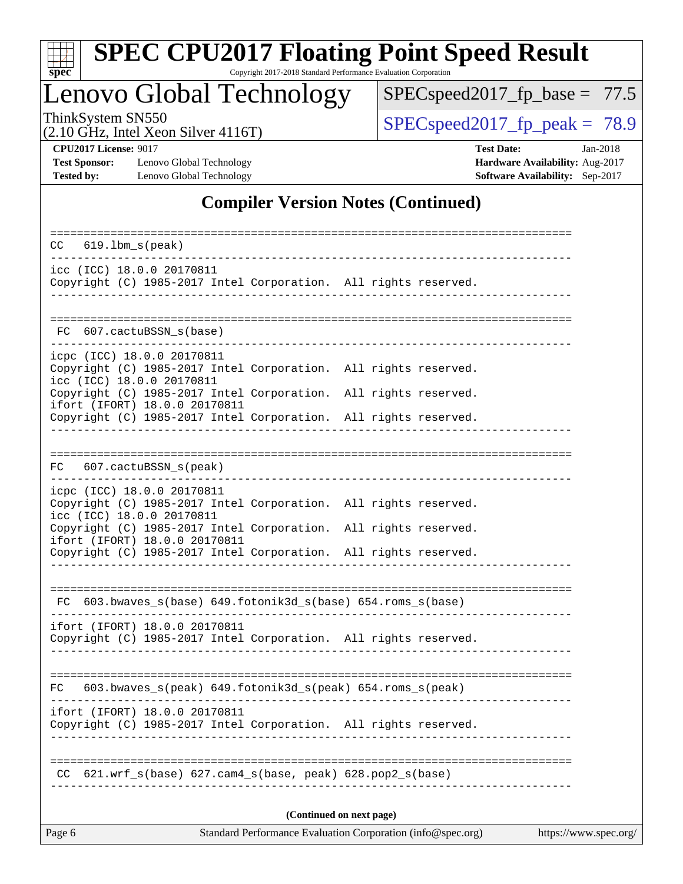## Compiler Version Notes (Continued)

```
==============================================================================
 CC  619.lbm_s(peak)
------------------------------------------------------------------------------
icc (ICC) 18.0.0 20170811
Copyright (C) 1985-2017 Intel Corporation.  All rights reserved.
------------------------------------------------------------------------------

==============================================================================
 FC  607.cactuBSSN_s(base)
------------------------------------------------------------------------------
icpc (ICC) 18.0.0 20170811
Copyright (C) 1985-2017 Intel Corporation.  All rights reserved.
icc (ICC) 18.0.0 20170811
Copyright (C) 1985-2017 Intel Corporation.  All rights reserved.
ifort (IFORT) 18.0.0 20170811
Copyright (C) 1985-2017 Intel Corporation.  All rights reserved.
------------------------------------------------------------------------------

==============================================================================
 FC  607.cactuBSSN_s(peak)
------------------------------------------------------------------------------
icpc (ICC) 18.0.0 20170811
Copyright (C) 1985-2017 Intel Corporation.  All rights reserved.
icc (ICC) 18.0.0 20170811
Copyright (C) 1985-2017 Intel Corporation.  All rights reserved.
ifort (IFORT) 18.0.0 20170811
Copyright (C) 1985-2017 Intel Corporation.  All rights reserved.
------------------------------------------------------------------------------

==============================================================================
 FC  603.bwaves_s(base) 649.fotonik3d_s(base) 654.roms_s(base)
------------------------------------------------------------------------------
ifort (IFORT) 18.0.0 20170811
Copyright (C) 1985-2017 Intel Corporation.  All rights reserved.
------------------------------------------------------------------------------

==============================================================================
 FC  603.bwaves_s(peak) 649.fotonik3d_s(peak) 654.roms_s(peak)
------------------------------------------------------------------------------
ifort (IFORT) 18.0.0 20170811
Copyright (C) 1985-2017 Intel Corporation.  All rights reserved.
------------------------------------------------------------------------------

==============================================================================
 CC  621.wrf_s(base) 627.cam4_s(base, peak) 628.pop2_s(base)
------------------------------------------------------------------------------
```

**(Continued on next page)**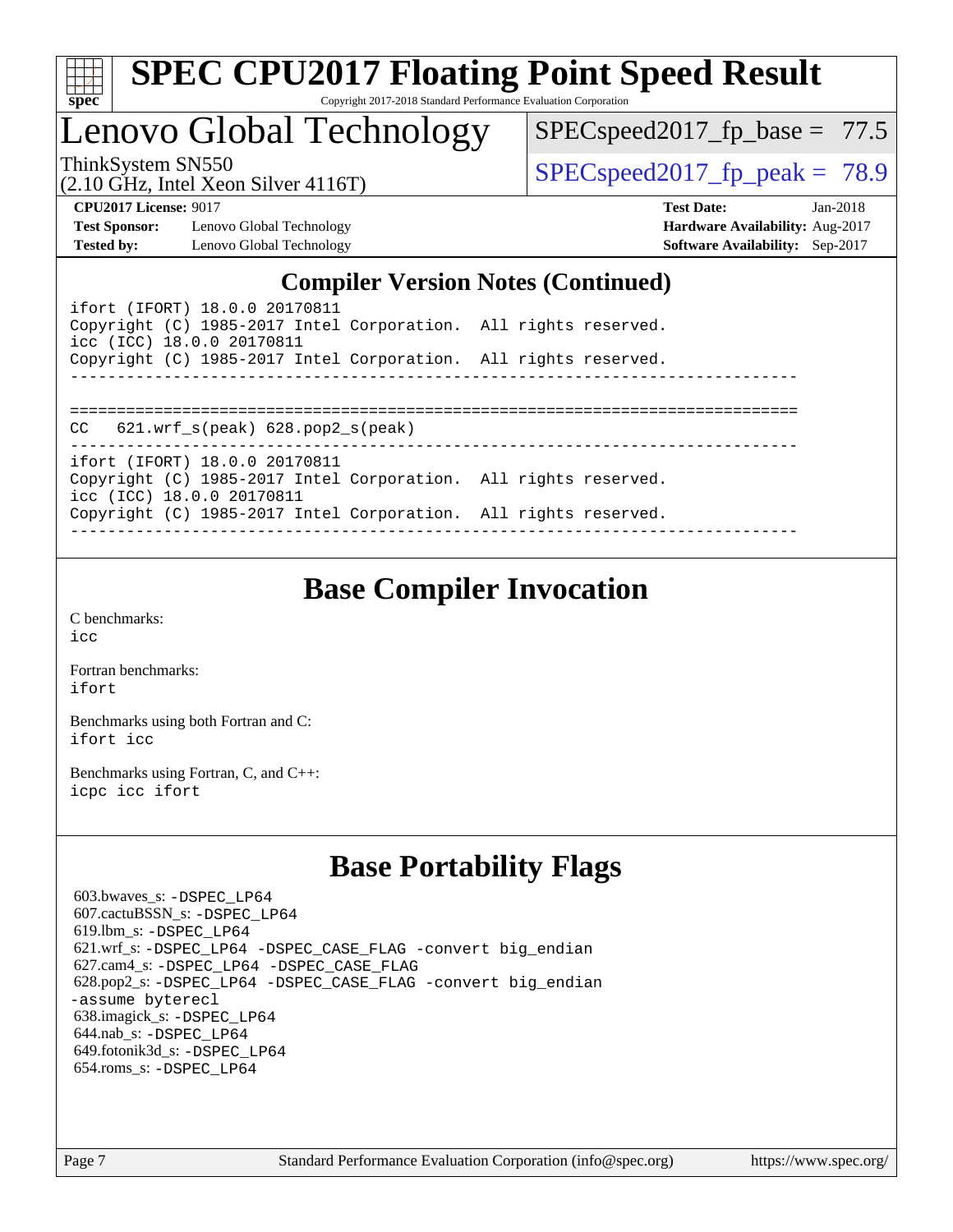# SPEC CPU2017 Floating Point Speed Result

Copyright 2017-2018 Standard Performance Evaluation Corporation

## Lenovo Global Technology

ThinkSystem SN550
(2.10 GHz, Intel Xeon Silver 4116T)

SPECspeed2017_fp_base = 77.5

SPECspeed2017_fp_peak = 78.9

**CPU2017 License:** 9017
**Test Sponsor:** Lenovo Global Technology
**Tested by:** Lenovo Global Technology

**Test Date:** Jan-2018
**Hardware Availability:** Aug-2017
**Software Availability:** Sep-2017

## Compiler Version Notes (Continued)

```
ifort (IFORT) 18.0.0 20170811
Copyright (C) 1985-2017 Intel Corporation.  All rights reserved.
icc (ICC) 18.0.0 20170811
Copyright (C) 1985-2017 Intel Corporation.  All rights reserved.
------------------------------------------------------------------------------

==============================================================================
CC   621.wrf_s(peak) 628.pop2_s(peak)
------------------------------------------------------------------------------
ifort (IFORT) 18.0.0 20170811
Copyright (C) 1985-2017 Intel Corporation.  All rights reserved.
icc (ICC) 18.0.0 20170811
Copyright (C) 1985-2017 Intel Corporation.  All rights reserved.
------------------------------------------------------------------------------
```

## Base Compiler Invocation

C benchmarks:
icc

Fortran benchmarks:
ifort

Benchmarks using both Fortran and C:
ifort icc

Benchmarks using Fortran, C, and C++:
icpc icc ifort

## Base Portability Flags

603.bwaves_s: -DSPEC_LP64
607.cactuBSSN_s: -DSPEC_LP64
619.lbm_s: -DSPEC_LP64
621.wrf_s: -DSPEC_LP64 -DSPEC_CASE_FLAG -convert big_endian
627.cam4_s: -DSPEC_LP64 -DSPEC_CASE_FLAG
628.pop2_s: -DSPEC_LP64 -DSPEC_CASE_FLAG -convert big_endian -assume byterecl
638.imagick_s: -DSPEC_LP64
644.nab_s: -DSPEC_LP64
649.fotonik3d_s: -DSPEC_LP64
654.roms_s: -DSPEC_LP64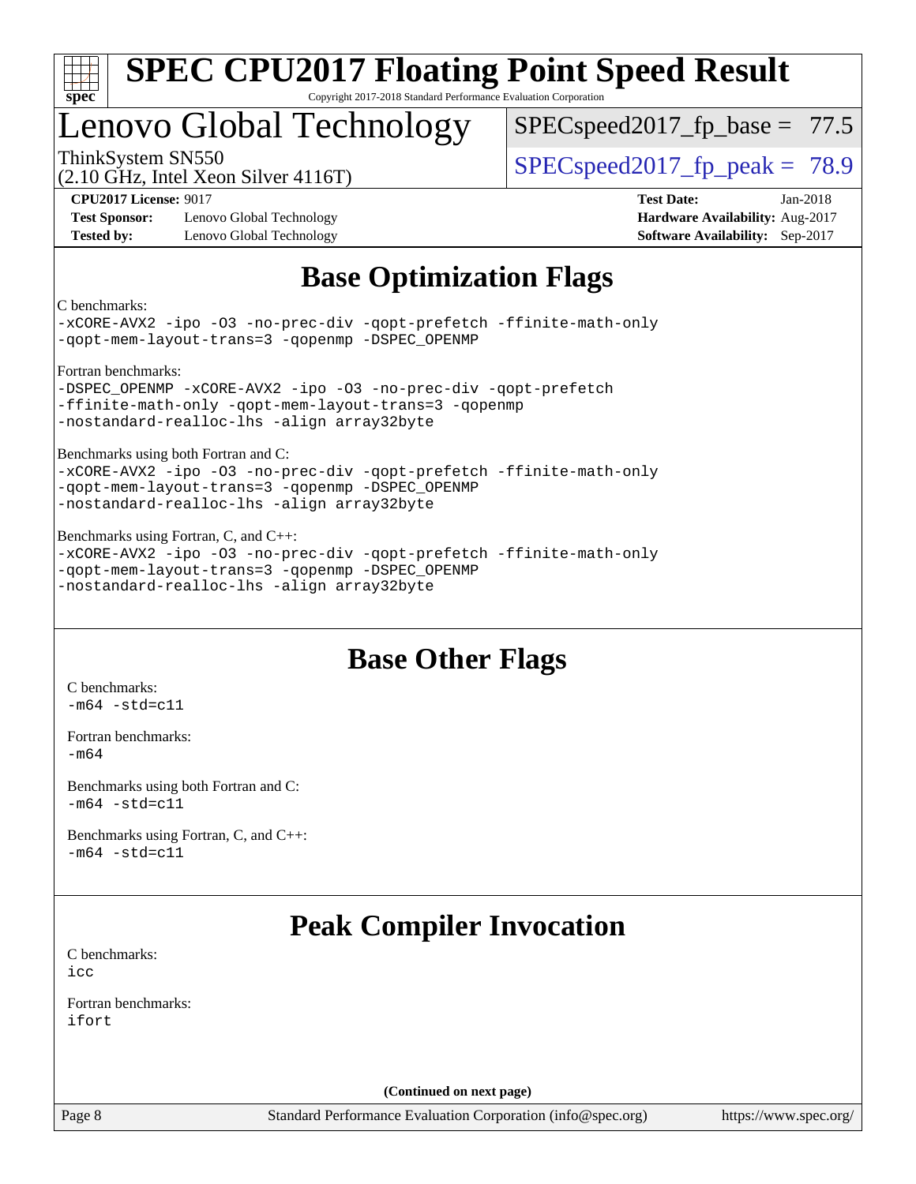# SPEC CPU2017 Floating Point Speed Result

Copyright 2017-2018 Standard Performance Evaluation Corporation

# Lenovo Global Technology

ThinkSystem SN550
(2.10 GHz, Intel Xeon Silver 4116T)

SPECspeed2017_fp_base = 77.5

SPECspeed2017_fp_peak = 78.9

**CPU2017 License:** 9017
**Test Sponsor:** Lenovo Global Technology
**Tested by:** Lenovo Global Technology

**Test Date:** Jan-2018
**Hardware Availability:** Aug-2017
**Software Availability:** Sep-2017

## Base Optimization Flags

C benchmarks:
```
-xCORE-AVX2 -ipo -O3 -no-prec-div -qopt-prefetch -ffinite-math-only
-qopt-mem-layout-trans=3 -qopenmp -DSPEC_OPENMP
```

Fortran benchmarks:
```
-DSPEC_OPENMP -xCORE-AVX2 -ipo -O3 -no-prec-div -qopt-prefetch
-ffinite-math-only -qopt-mem-layout-trans=3 -qopenmp
-nostandard-realloc-lhs -align array32byte
```

Benchmarks using both Fortran and C:
```
-xCORE-AVX2 -ipo -O3 -no-prec-div -qopt-prefetch -ffinite-math-only
-qopt-mem-layout-trans=3 -qopenmp -DSPEC_OPENMP
-nostandard-realloc-lhs -align array32byte
```

Benchmarks using Fortran, C, and C++:
```
-xCORE-AVX2 -ipo -O3 -no-prec-div -qopt-prefetch -ffinite-math-only
-qopt-mem-layout-trans=3 -qopenmp -DSPEC_OPENMP
-nostandard-realloc-lhs -align array32byte
```

## Base Other Flags

C benchmarks:
```
-m64 -std=c11
```

Fortran benchmarks:
```
-m64
```

Benchmarks using both Fortran and C:
```
-m64 -std=c11
```

Benchmarks using Fortran, C, and C++:
```
-m64 -std=c11
```

## Peak Compiler Invocation

C benchmarks:
```
icc
```

Fortran benchmarks:
```
ifort
```

**(Continued on next page)**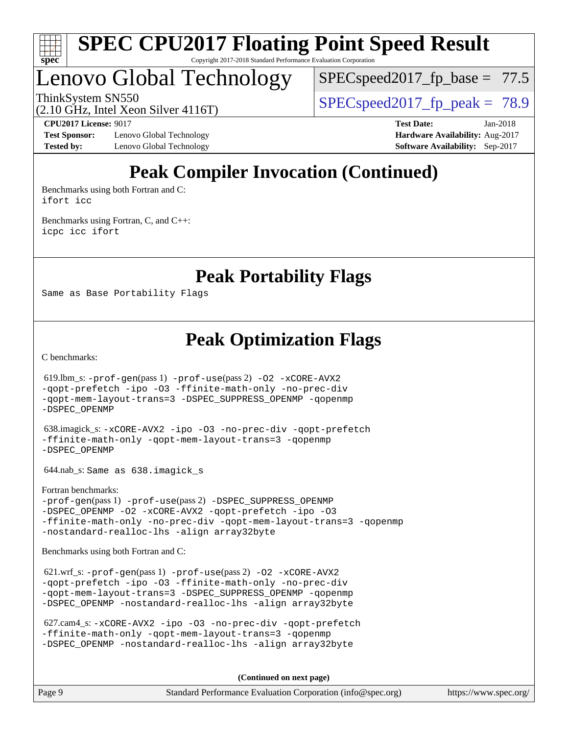# SPEC CPU2017 Floating Point Speed Result

Copyright 2017-2018 Standard Performance Evaluation Corporation

## Lenovo Global Technology

ThinkSystem SN550
(2.10 GHz, Intel Xeon Silver 4116T)

SPECspeed2017_fp_base = 77.5

SPECspeed2017_fp_peak = 78.9

**CPU2017 License:** 9017
**Test Sponsor:** Lenovo Global Technology
**Tested by:** Lenovo Global Technology

**Test Date:** Jan-2018
**Hardware Availability:** Aug-2017
**Software Availability:** Sep-2017

## Peak Compiler Invocation (Continued)

Benchmarks using both Fortran and C:
`ifort icc`

Benchmarks using Fortran, C, and C++:
`icpc icc ifort`

## Peak Portability Flags

`Same as Base Portability Flags`

## Peak Optimization Flags

C benchmarks:

619.lbm_s: `-prof-gen`(pass 1) `-prof-use`(pass 2) `-O2 -xCORE-AVX2 -qopt-prefetch -ipo -O3 -ffinite-math-only -no-prec-div -qopt-mem-layout-trans=3 -DSPEC_SUPPRESS_OPENMP -qopenmp -DSPEC_OPENMP`

638.imagick_s: `-xCORE-AVX2 -ipo -O3 -no-prec-div -qopt-prefetch -ffinite-math-only -qopt-mem-layout-trans=3 -qopenmp -DSPEC_OPENMP`

644.nab_s: `Same as 638.imagick_s`

Fortran benchmarks:
`-prof-gen`(pass 1) `-prof-use`(pass 2) `-DSPEC_SUPPRESS_OPENMP -DSPEC_OPENMP -O2 -xCORE-AVX2 -qopt-prefetch -ipo -O3 -ffinite-math-only -no-prec-div -qopt-mem-layout-trans=3 -qopenmp -nostandard-realloc-lhs -align array32byte`

Benchmarks using both Fortran and C:

621.wrf_s: `-prof-gen`(pass 1) `-prof-use`(pass 2) `-O2 -xCORE-AVX2 -qopt-prefetch -ipo -O3 -ffinite-math-only -no-prec-div -qopt-mem-layout-trans=3 -DSPEC_SUPPRESS_OPENMP -qopenmp -DSPEC_OPENMP -nostandard-realloc-lhs -align array32byte`

627.cam4_s: `-xCORE-AVX2 -ipo -O3 -no-prec-div -qopt-prefetch -ffinite-math-only -qopt-mem-layout-trans=3 -qopenmp -DSPEC_OPENMP -nostandard-realloc-lhs -align array32byte`

**(Continued on next page)**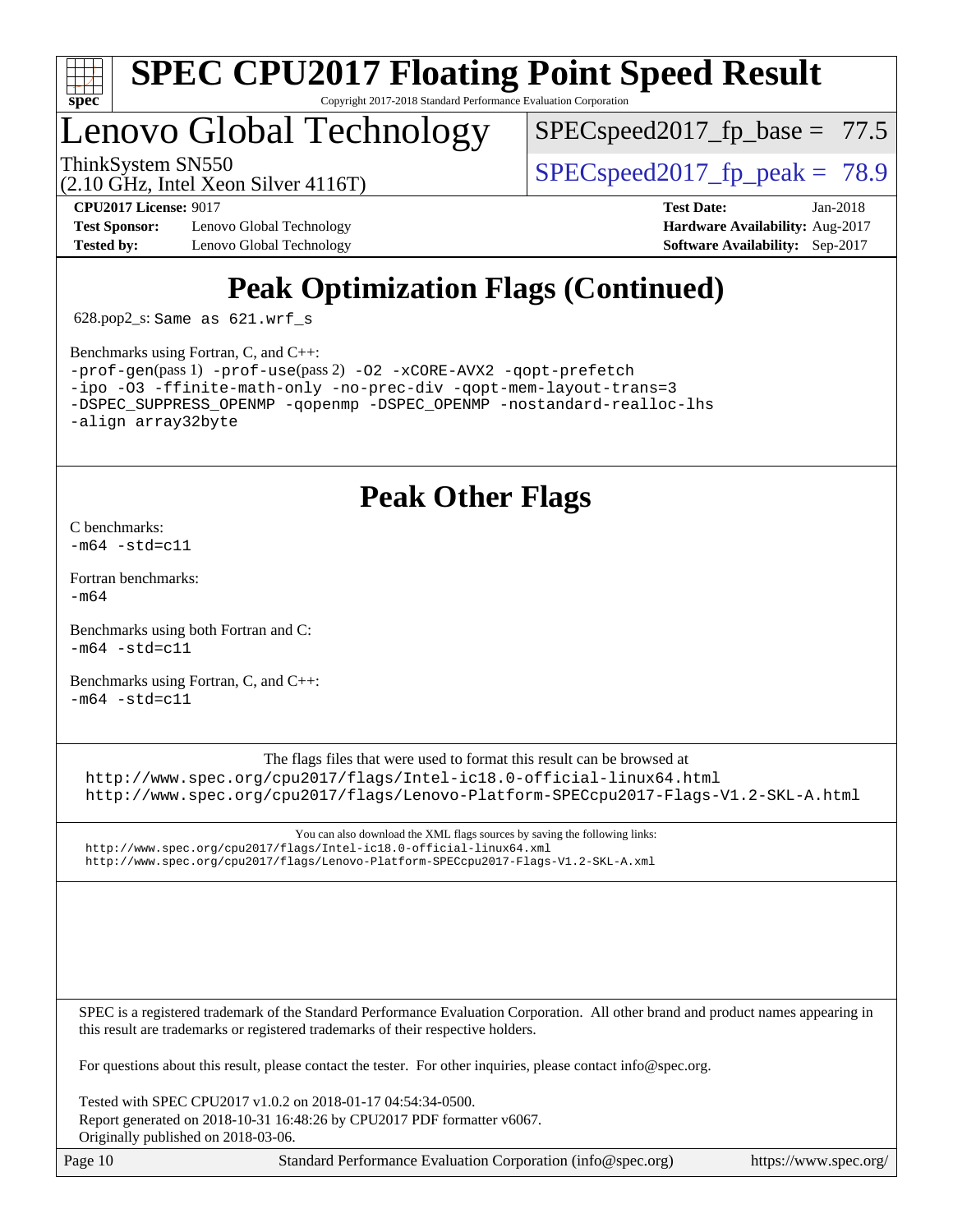# Peak Optimization Flags (Continued)

628.pop2_s: Same as 621.wrf_s

Benchmarks using Fortran, C, and C++:
-prof-gen(pass 1) -prof-use(pass 2) -O2 -xCORE-AVX2 -qopt-prefetch
-ipo -O3 -ffinite-math-only -no-prec-div -qopt-mem-layout-trans=3
-DSPEC_SUPPRESS_OPENMP -qopenmp -DSPEC_OPENMP -nostandard-realloc-lhs
-align array32byte

# Peak Other Flags

C benchmarks:
-m64 -std=c11

Fortran benchmarks:
-m64

Benchmarks using both Fortran and C:
-m64 -std=c11

Benchmarks using Fortran, C, and C++:
-m64 -std=c11

The flags files that were used to format this result can be browsed at
http://www.spec.org/cpu2017/flags/Intel-ic18.0-official-linux64.html
http://www.spec.org/cpu2017/flags/Lenovo-Platform-SPECcpu2017-Flags-V1.2-SKL-A.html

You can also download the XML flags sources by saving the following links:
http://www.spec.org/cpu2017/flags/Intel-ic18.0-official-linux64.xml
http://www.spec.org/cpu2017/flags/Lenovo-Platform-SPECcpu2017-Flags-V1.2-SKL-A.xml

SPEC is a registered trademark of the Standard Performance Evaluation Corporation. All other brand and product names appearing in this result are trademarks or registered trademarks of their respective holders.

For questions about this result, please contact the tester. For other inquiries, please contact info@spec.org.

Tested with SPEC CPU2017 v1.0.2 on 2018-01-17 04:54:34-0500.
Report generated on 2018-10-31 16:48:26 by CPU2017 PDF formatter v6067.
Originally published on 2018-03-06.